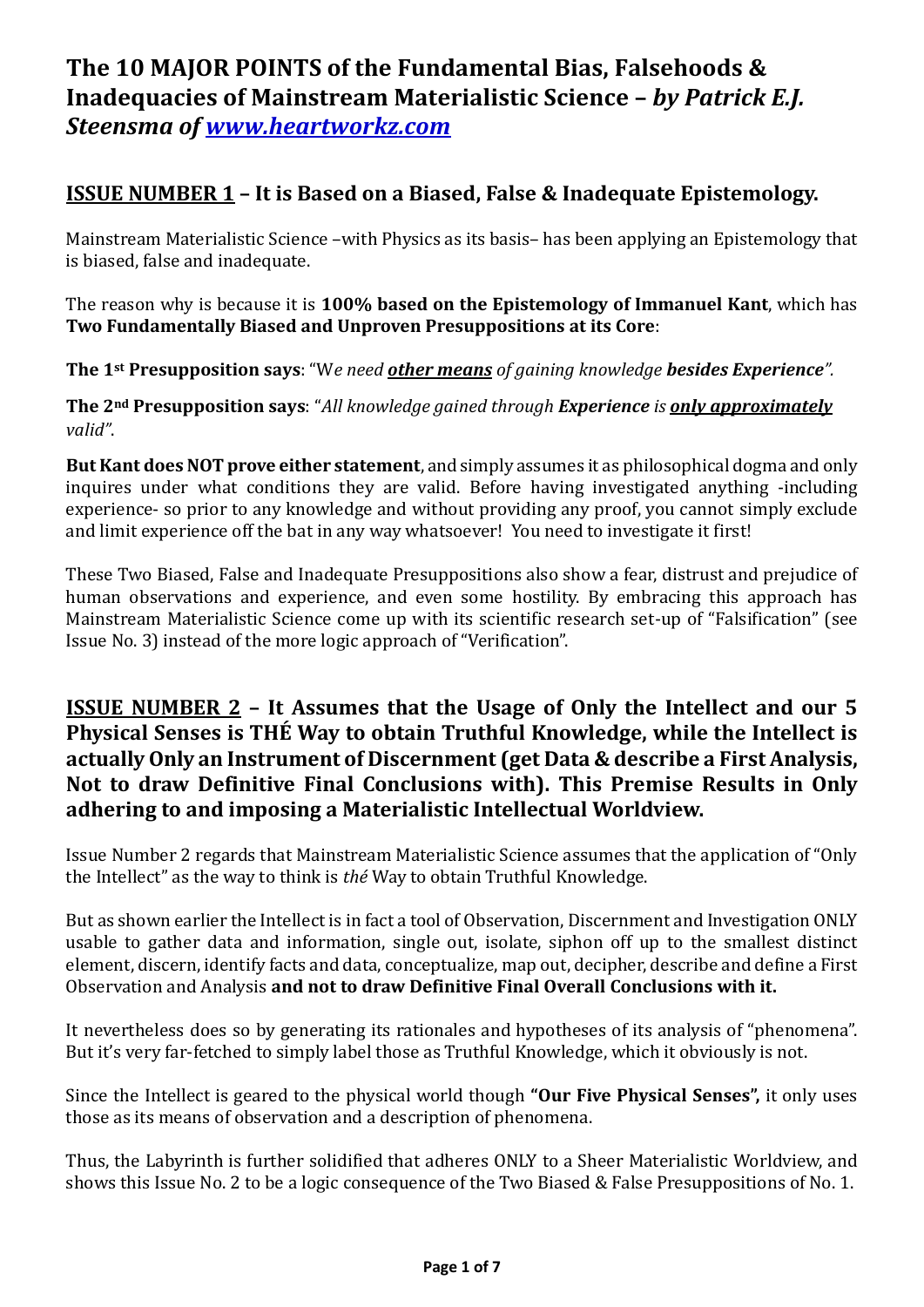# The 10 MAJOR POINTS of the Fundamental Bias, Falsehoods & Inadequacies of Mainstream Materialistic Science – *by Patrick E.J. Steensma of [www.heartworkz.com](http://www.heartworkz.com)*

## <u>ISSUE NUMBER 1</u> – It is Based on a Biased, False & Inadequate Epistemology.

Mainstream Materialistic Science –with Physics as its basis– has been applying an Epistemology that is biased, false and inadequate.

The reason why is because it is **100% based on the Epistemology of Immanuel Kant**, which has **Two Fundamentally Biased and Unproven Presuppositions at its Core**:

**The 1st Presupposition says**: "W*e need **<u>other means</u>** of gaining knowledge **besides Experience**".*

**The 2nd Presupposition says**: "*All knowledge gained through **Experience** is **<u>only approximately</u>** valid*".

**But Kant does NOT prove either statement**, and simply assumes it as philosophical dogma and only inquires under what conditions they are valid. Before having investigated anything -including experience- so prior to any knowledge and without providing any proof, you cannot simply exclude and limit experience off the bat in any way whatsoever! You need to investigate it first!

These Two Biased, False and Inadequate Presuppositions also show a fear, distrust and prejudice of human observations and experience, and even some hostility. By embracing this approach has Mainstream Materialistic Science come up with its scientific research set-up of "Falsification" (see Issue No. 3) instead of the more logic approach of "Verification".

## <u>ISSUE NUMBER 2</u> – It Assumes that the Usage of Only the Intellect and our 5 Physical Senses is THÉ Way to obtain Truthful Knowledge, while the Intellect is actually Only an Instrument of Discernment (get Data & describe a First Analysis, Not to draw Definitive Final Conclusions with). This Premise Results in Only adhering to and imposing a Materialistic Intellectual Worldview.

Issue Number 2 regards that Mainstream Materialistic Science assumes that the application of "Only the Intellect" as the way to think is *thé* Way to obtain Truthful Knowledge.

But as shown earlier the Intellect is in fact a tool of Observation, Discernment and Investigation ONLY usable to gather data and information, single out, isolate, siphon off up to the smallest distinct element, discern, identify facts and data, conceptualize, map out, decipher, describe and define a First Observation and Analysis **and not to draw Definitive Final Overall Conclusions with it.**

It nevertheless does so by generating its rationales and hypotheses of its analysis of "phenomena". But it's very far-fetched to simply label those as Truthful Knowledge, which it obviously is not.

Since the Intellect is geared to the physical world though **"Our Five Physical Senses",** it only uses those as its means of observation and a description of phenomena.

Thus, the Labyrinth is further solidified that adheres ONLY to a Sheer Materialistic Worldview, and shows this Issue No. 2 to be a logic consequence of the Two Biased & False Presuppositions of No. 1.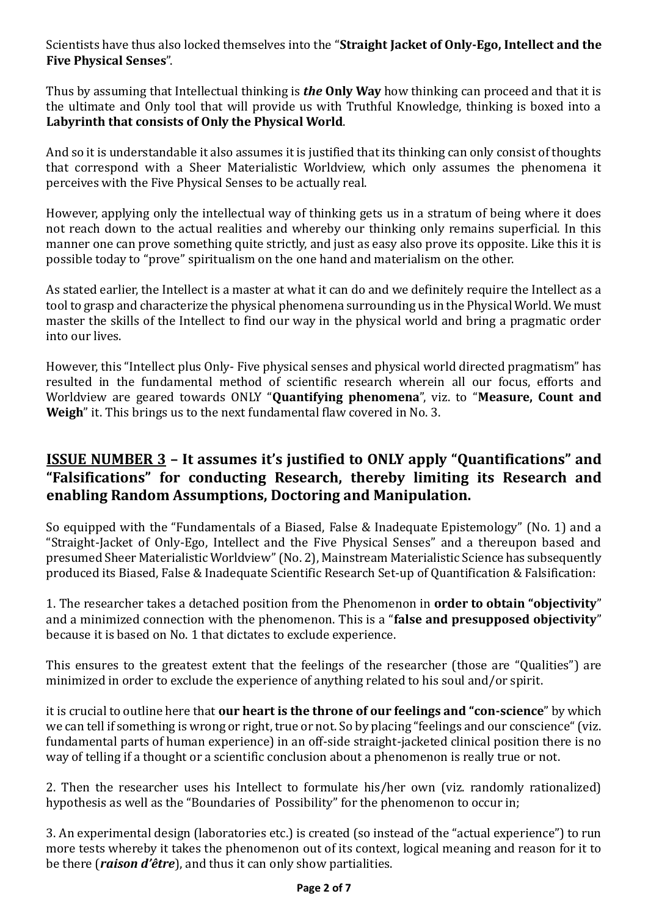Scientists have thus also locked themselves into the "**Straight Jacket of Only-Ego, Intellect and the Five Physical Senses**".

Thus by assuming that Intellectual thinking is ***the* Only Way** how thinking can proceed and that it is the ultimate and Only tool that will provide us with Truthful Knowledge, thinking is boxed into a **Labyrinth that consists of Only the Physical World**.

And so it is understandable it also assumes it is justified that its thinking can only consist of thoughts that correspond with a Sheer Materialistic Worldview, which only assumes the phenomena it perceives with the Five Physical Senses to be actually real.

However, applying only the intellectual way of thinking gets us in a stratum of being where it does not reach down to the actual realities and whereby our thinking only remains superficial. In this manner one can prove something quite strictly, and just as easy also prove its opposite. Like this it is possible today to "prove" spiritualism on the one hand and materialism on the other.

As stated earlier, the Intellect is a master at what it can do and we definitely require the Intellect as a tool to grasp and characterize the physical phenomena surrounding us in the Physical World. We must master the skills of the Intellect to find our way in the physical world and bring a pragmatic order into our lives.

However, this "Intellect plus Only- Five physical senses and physical world directed pragmatism" has resulted in the fundamental method of scientific research wherein all our focus, efforts and Worldview are geared towards ONLY "**Quantifying phenomena**", viz. to "**Measure, Count and Weigh**" it. This brings us to the next fundamental flaw covered in No. 3.

## **ISSUE NUMBER 3** – It assumes it's justified to ONLY apply "Quantifications" and "Falsifications" for conducting Research, thereby limiting its Research and enabling Random Assumptions, Doctoring and Manipulation.

So equipped with the "Fundamentals of a Biased, False & Inadequate Epistemology" (No. 1) and a "Straight-Jacket of Only-Ego, Intellect and the Five Physical Senses" and a thereupon based and presumed Sheer Materialistic Worldview" (No. 2), Mainstream Materialistic Science has subsequently produced its Biased, False & Inadequate Scientific Research Set-up of Quantification & Falsification:

1. The researcher takes a detached position from the Phenomenon in **order to obtain "objectivity**" and a minimized connection with the phenomenon. This is a "**false and presupposed objectivity**" because it is based on No. 1 that dictates to exclude experience.

This ensures to the greatest extent that the feelings of the researcher (those are "Qualities") are minimized in order to exclude the experience of anything related to his soul and/or spirit.

it is crucial to outline here that **our heart is the throne of our feelings and "con-science**" by which we can tell if something is wrong or right, true or not. So by placing "feelings and our conscience" (viz. fundamental parts of human experience) in an off-side straight-jacketed clinical position there is no way of telling if a thought or a scientific conclusion about a phenomenon is really true or not.

2. Then the researcher uses his Intellect to formulate his/her own (viz. randomly rationalized) hypothesis as well as the "Boundaries of Possibility" for the phenomenon to occur in;

3. An experimental design (laboratories etc.) is created (so instead of the "actual experience") to run more tests whereby it takes the phenomenon out of its context, logical meaning and reason for it to be there (***raison d'être***), and thus it can only show partialities.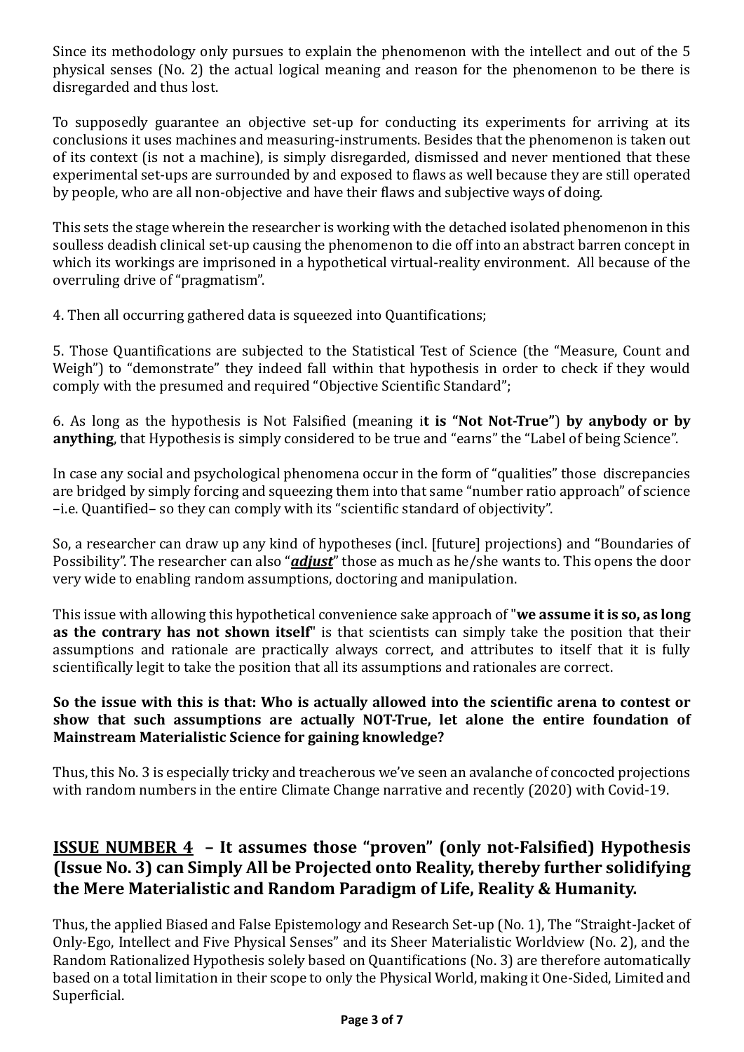Since its methodology only pursues to explain the phenomenon with the intellect and out of the 5 physical senses (No. 2) the actual logical meaning and reason for the phenomenon to be there is disregarded and thus lost.

To supposedly guarantee an objective set-up for conducting its experiments for arriving at its conclusions it uses machines and measuring-instruments. Besides that the phenomenon is taken out of its context (is not a machine), is simply disregarded, dismissed and never mentioned that these experimental set-ups are surrounded by and exposed to flaws as well because they are still operated by people, who are all non-objective and have their flaws and subjective ways of doing.

This sets the stage wherein the researcher is working with the detached isolated phenomenon in this soulless deadish clinical set-up causing the phenomenon to die off into an abstract barren concept in which its workings are imprisoned in a hypothetical virtual-reality environment. All because of the overruling drive of "pragmatism".

4. Then all occurring gathered data is squeezed into Quantifications;

5. Those Quantifications are subjected to the Statistical Test of Science (the "Measure, Count and Weigh") to "demonstrate" they indeed fall within that hypothesis in order to check if they would comply with the presumed and required "Objective Scientific Standard";

6. As long as the hypothesis is Not Falsified (meaning i**t is "Not Not-True"**) **by anybody or by anything**, that Hypothesis is simply considered to be true and "earns" the "Label of being Science".

In case any social and psychological phenomena occur in the form of "qualities" those discrepancies are bridged by simply forcing and squeezing them into that same "number ratio approach" of science –i.e. Quantified– so they can comply with its "scientific standard of objectivity".

So, a researcher can draw up any kind of hypotheses (incl. [future] projections) and "Boundaries of Possibility". The researcher can also "***adjust***" those as much as he/she wants to. This opens the door very wide to enabling random assumptions, doctoring and manipulation.

This issue with allowing this hypothetical convenience sake approach of "**we assume it is so, as long as the contrary has not shown itself**" is that scientists can simply take the position that their assumptions and rationale are practically always correct, and attributes to itself that it is fully scientifically legit to take the position that all its assumptions and rationales are correct.

**So the issue with this is that: Who is actually allowed into the scientific arena to contest or show that such assumptions are actually NOT-True, let alone the entire foundation of Mainstream Materialistic Science for gaining knowledge?**

Thus, this No. 3 is especially tricky and treacherous we've seen an avalanche of concocted projections with random numbers in the entire Climate Change narrative and recently (2020) with Covid-19.

## ISSUE NUMBER 4 – It assumes those "proven" (only not-Falsified) Hypothesis (Issue No. 3) can Simply All be Projected onto Reality, thereby further solidifying the Mere Materialistic and Random Paradigm of Life, Reality & Humanity.

Thus, the applied Biased and False Epistemology and Research Set-up (No. 1), The "Straight-Jacket of Only-Ego, Intellect and Five Physical Senses" and its Sheer Materialistic Worldview (No. 2), and the Random Rationalized Hypothesis solely based on Quantifications (No. 3) are therefore automatically based on a total limitation in their scope to only the Physical World, making it One-Sided, Limited and Superficial.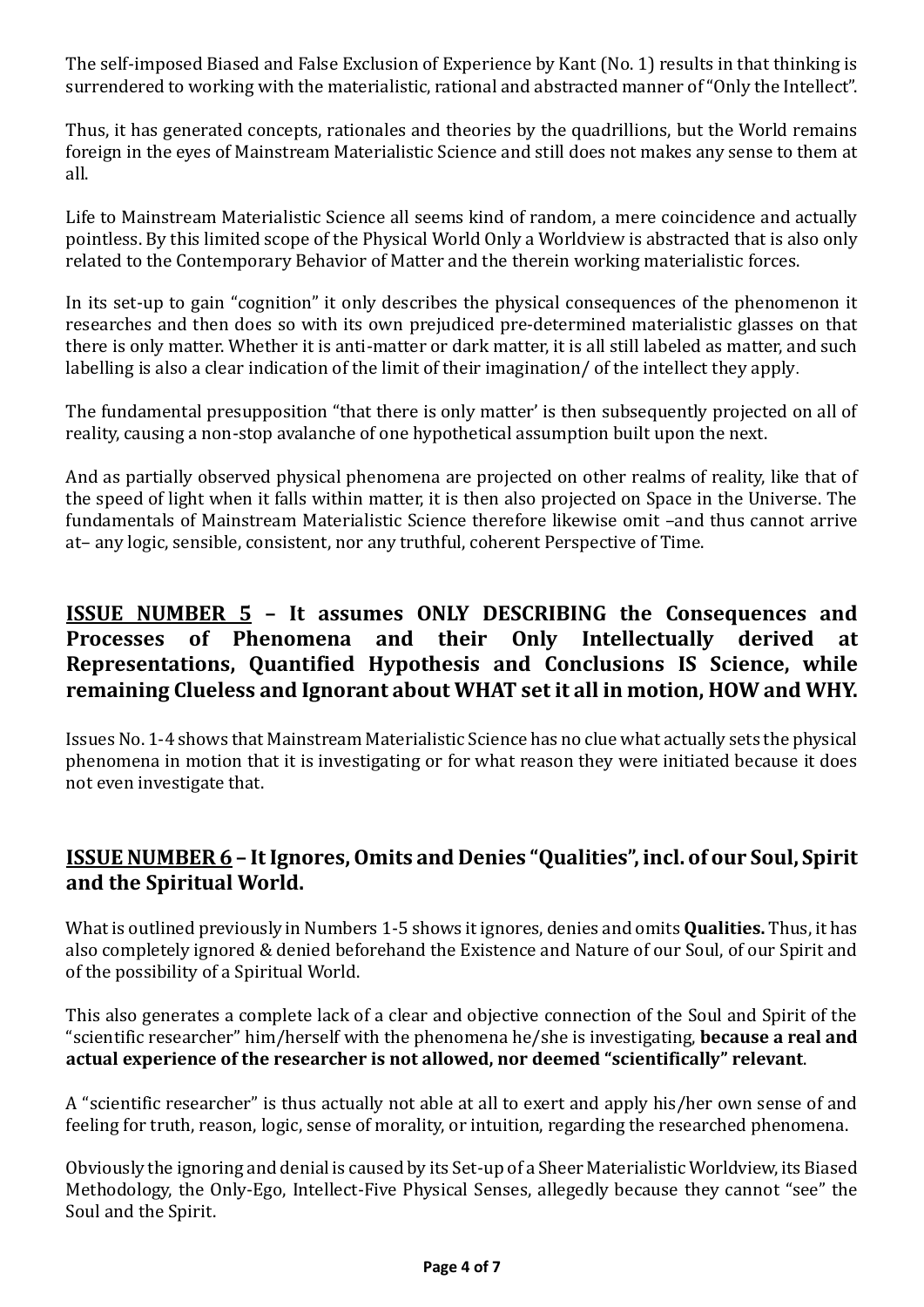The self-imposed Biased and False Exclusion of Experience by Kant (No. 1) results in that thinking is surrendered to working with the materialistic, rational and abstracted manner of "Only the Intellect".

Thus, it has generated concepts, rationales and theories by the quadrillions, but the World remains foreign in the eyes of Mainstream Materialistic Science and still does not makes any sense to them at all.

Life to Mainstream Materialistic Science all seems kind of random, a mere coincidence and actually pointless. By this limited scope of the Physical World Only a Worldview is abstracted that is also only related to the Contemporary Behavior of Matter and the therein working materialistic forces.

In its set-up to gain "cognition" it only describes the physical consequences of the phenomenon it researches and then does so with its own prejudiced pre-determined materialistic glasses on that there is only matter. Whether it is anti-matter or dark matter, it is all still labeled as matter, and such labelling is also a clear indication of the limit of their imagination/ of the intellect they apply.

The fundamental presupposition "that there is only matter' is then subsequently projected on all of reality, causing a non-stop avalanche of one hypothetical assumption built upon the next.

And as partially observed physical phenomena are projected on other realms of reality, like that of the speed of light when it falls within matter, it is then also projected on Space in the Universe. The fundamentals of Mainstream Materialistic Science therefore likewise omit –and thus cannot arrive at– any logic, sensible, consistent, nor any truthful, coherent Perspective of Time.

## <u>ISSUE NUMBER 5</u> – It assumes ONLY DESCRIBING the Consequences and Processes of Phenomena and their Only Intellectually derived at Representations, Quantified Hypothesis and Conclusions IS Science, while remaining Clueless and Ignorant about WHAT set it all in motion, HOW and WHY.

Issues No. 1-4 shows that Mainstream Materialistic Science has no clue what actually sets the physical phenomena in motion that it is investigating or for what reason they were initiated because it does not even investigate that.

## <u>ISSUE NUMBER 6</u> – It Ignores, Omits and Denies "Qualities", incl. of our Soul, Spirit and the Spiritual World.

What is outlined previously in Numbers 1-5 shows it ignores, denies and omits **Qualities.** Thus, it has also completely ignored & denied beforehand the Existence and Nature of our Soul, of our Spirit and of the possibility of a Spiritual World.

This also generates a complete lack of a clear and objective connection of the Soul and Spirit of the "scientific researcher" him/herself with the phenomena he/she is investigating, **because a real and actual experience of the researcher is not allowed, nor deemed "scientifically" relevant**.

A "scientific researcher" is thus actually not able at all to exert and apply his/her own sense of and feeling for truth, reason, logic, sense of morality, or intuition, regarding the researched phenomena.

Obviously the ignoring and denial is caused by its Set-up of a Sheer Materialistic Worldview, its Biased Methodology, the Only-Ego, Intellect-Five Physical Senses, allegedly because they cannot "see" the Soul and the Spirit.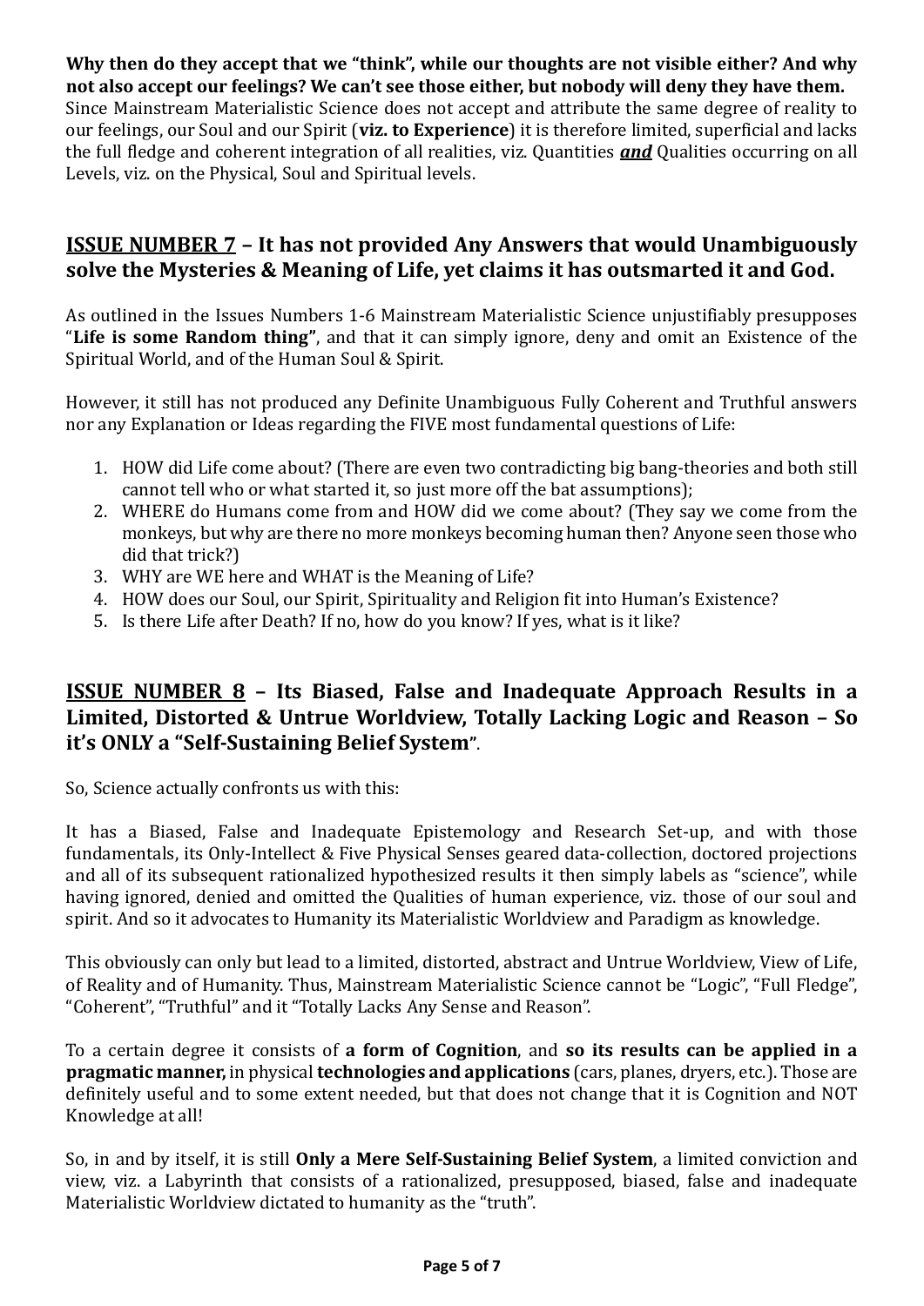**Why then do they accept that we "think", while our thoughts are not visible either? And why not also accept our feelings? We can't see those either, but nobody will deny they have them.** Since Mainstream Materialistic Science does not accept and attribute the same degree of reality to our feelings, our Soul and our Spirit (**viz. to Experience**) it is therefore limited, superficial and lacks the full fledge and coherent integration of all realities, viz. Quantities ***and*** Qualities occurring on all Levels, viz. on the Physical, Soul and Spiritual levels.

## ISSUE NUMBER 7 – It has not provided Any Answers that would Unambiguously solve the Mysteries & Meaning of Life, yet claims it has outsmarted it and God.

As outlined in the Issues Numbers 1-6 Mainstream Materialistic Science unjustifiably presupposes "**Life is some Random thing"**, and that it can simply ignore, deny and omit an Existence of the Spiritual World, and of the Human Soul & Spirit.

However, it still has not produced any Definite Unambiguous Fully Coherent and Truthful answers nor any Explanation or Ideas regarding the FIVE most fundamental questions of Life:

1. HOW did Life come about? (There are even two contradicting big bang-theories and both still cannot tell who or what started it, so just more off the bat assumptions);
2. WHERE do Humans come from and HOW did we come about? (They say we come from the monkeys, but why are there no more monkeys becoming human then? Anyone seen those who did that trick?)
3. WHY are WE here and WHAT is the Meaning of Life?
4. HOW does our Soul, our Spirit, Spirituality and Religion fit into Human's Existence?
5. Is there Life after Death? If no, how do you know? If yes, what is it like?

## ISSUE NUMBER 8 – Its Biased, False and Inadequate Approach Results in a Limited, Distorted & Untrue Worldview, Totally Lacking Logic and Reason – So it's ONLY a "Self-Sustaining Belief System".

So, Science actually confronts us with this:

It has a Biased, False and Inadequate Epistemology and Research Set-up, and with those fundamentals, its Only-Intellect & Five Physical Senses geared data-collection, doctored projections and all of its subsequent rationalized hypothesized results it then simply labels as "science", while having ignored, denied and omitted the Qualities of human experience, viz. those of our soul and spirit. And so it advocates to Humanity its Materialistic Worldview and Paradigm as knowledge.

This obviously can only but lead to a limited, distorted, abstract and Untrue Worldview, View of Life, of Reality and of Humanity. Thus, Mainstream Materialistic Science cannot be "Logic", "Full Fledge", "Coherent", "Truthful" and it "Totally Lacks Any Sense and Reason".

To a certain degree it consists of **a form of Cognition**, and **so its results can be applied in a pragmatic manner,** in physical **technologies and applications** (cars, planes, dryers, etc.). Those are definitely useful and to some extent needed, but that does not change that it is Cognition and NOT Knowledge at all!

So, in and by itself, it is still **Only a Mere Self-Sustaining Belief System**, a limited conviction and view, viz. a Labyrinth that consists of a rationalized, presupposed, biased, false and inadequate Materialistic Worldview dictated to humanity as the "truth".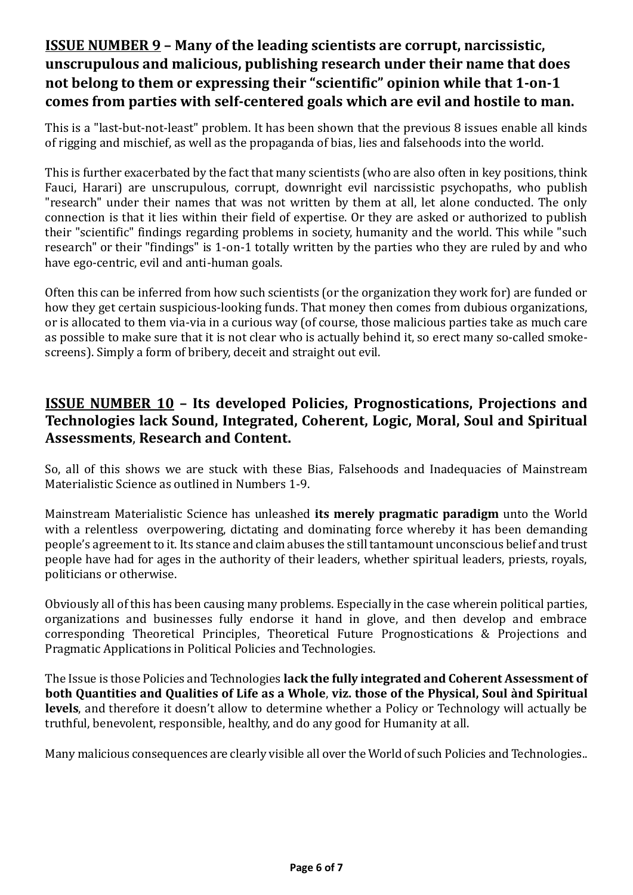## **<u>ISSUE NUMBER 9</u> – Many of the leading scientists are corrupt, narcissistic, unscrupulous and malicious, publishing research under their name that does not belong to them or expressing their "scientific" opinion while that 1-on-1 comes from parties with self-centered goals which are evil and hostile to man.**

This is a "last-but-not-least" problem. It has been shown that the previous 8 issues enable all kinds of rigging and mischief, as well as the propaganda of bias, lies and falsehoods into the world.

This is further exacerbated by the fact that many scientists (who are also often in key positions, think Fauci, Harari) are unscrupulous, corrupt, downright evil narcissistic psychopaths, who publish "research" under their names that was not written by them at all, let alone conducted. The only connection is that it lies within their field of expertise. Or they are asked or authorized to publish their "scientific" findings regarding problems in society, humanity and the world. This while "such research" or their "findings" is 1-on-1 totally written by the parties who they are ruled by and who have ego-centric, evil and anti-human goals.

Often this can be inferred from how such scientists (or the organization they work for) are funded or how they get certain suspicious-looking funds. That money then comes from dubious organizations, or is allocated to them via-via in a curious way (of course, those malicious parties take as much care as possible to make sure that it is not clear who is actually behind it, so erect many so-called smoke-screens). Simply a form of bribery, deceit and straight out evil.

## **<u>ISSUE NUMBER 10</u> – Its developed Policies, Prognostications, Projections and Technologies lack Sound, Integrated, Coherent, Logic, Moral, Soul and Spiritual Assessments, Research and Content.**

So, all of this shows we are stuck with these Bias, Falsehoods and Inadequacies of Mainstream Materialistic Science as outlined in Numbers 1-9.

Mainstream Materialistic Science has unleashed **its merely pragmatic paradigm** unto the World with a relentless overpowering, dictating and dominating force whereby it has been demanding people's agreement to it. Its stance and claim abuses the still tantamount unconscious belief and trust people have had for ages in the authority of their leaders, whether spiritual leaders, priests, royals, politicians or otherwise.

Obviously all of this has been causing many problems. Especially in the case wherein political parties, organizations and businesses fully endorse it hand in glove, and then develop and embrace corresponding Theoretical Principles, Theoretical Future Prognostications & Projections and Pragmatic Applications in Political Policies and Technologies.

The Issue is those Policies and Technologies **lack the fully integrated and Coherent Assessment of both Quantities and Qualities of Life as a Whole**, **viz. those of the Physical, Soul ànd Spiritual levels**, and therefore it doesn't allow to determine whether a Policy or Technology will actually be truthful, benevolent, responsible, healthy, and do any good for Humanity at all.

Many malicious consequences are clearly visible all over the World of such Policies and Technologies..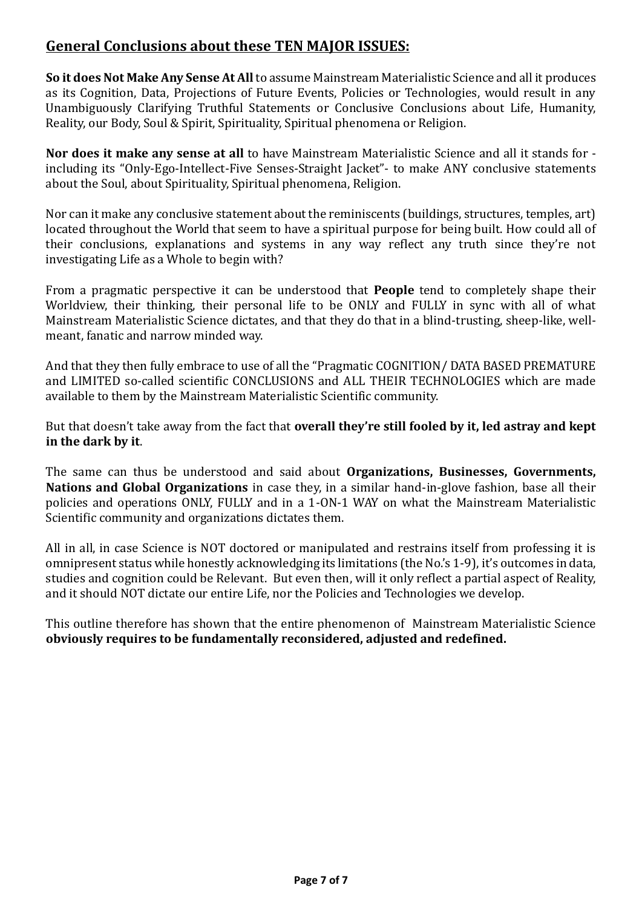## General Conclusions about these TEN MAJOR ISSUES:

**So it does Not Make Any Sense At All** to assume Mainstream Materialistic Science and all it produces as its Cognition, Data, Projections of Future Events, Policies or Technologies, would result in any Unambiguously Clarifying Truthful Statements or Conclusive Conclusions about Life, Humanity, Reality, our Body, Soul & Spirit, Spirituality, Spiritual phenomena or Religion.

**Nor does it make any sense at all** to have Mainstream Materialistic Science and all it stands for - including its "Only-Ego-Intellect-Five Senses-Straight Jacket"- to make ANY conclusive statements about the Soul, about Spirituality, Spiritual phenomena, Religion.

Nor can it make any conclusive statement about the reminiscents (buildings, structures, temples, art) located throughout the World that seem to have a spiritual purpose for being built. How could all of their conclusions, explanations and systems in any way reflect any truth since they're not investigating Life as a Whole to begin with?

From a pragmatic perspective it can be understood that **People** tend to completely shape their Worldview, their thinking, their personal life to be ONLY and FULLY in sync with all of what Mainstream Materialistic Science dictates, and that they do that in a blind-trusting, sheep-like, well-meant, fanatic and narrow minded way.

And that they then fully embrace to use of all the "Pragmatic COGNITION/ DATA BASED PREMATURE and LIMITED so-called scientific CONCLUSIONS and ALL THEIR TECHNOLOGIES which are made available to them by the Mainstream Materialistic Scientific community.

But that doesn't take away from the fact that **overall they're still fooled by it, led astray and kept in the dark by it**.

The same can thus be understood and said about **Organizations, Businesses, Governments, Nations and Global Organizations** in case they, in a similar hand-in-glove fashion, base all their policies and operations ONLY, FULLY and in a 1-ON-1 WAY on what the Mainstream Materialistic Scientific community and organizations dictates them.

All in all, in case Science is NOT doctored or manipulated and restrains itself from professing it is omnipresent status while honestly acknowledging its limitations (the No.'s 1-9), it's outcomes in data, studies and cognition could be Relevant. But even then, will it only reflect a partial aspect of Reality, and it should NOT dictate our entire Life, nor the Policies and Technologies we develop.

This outline therefore has shown that the entire phenomenon of Mainstream Materialistic Science **obviously requires to be fundamentally reconsidered, adjusted and redefined.**